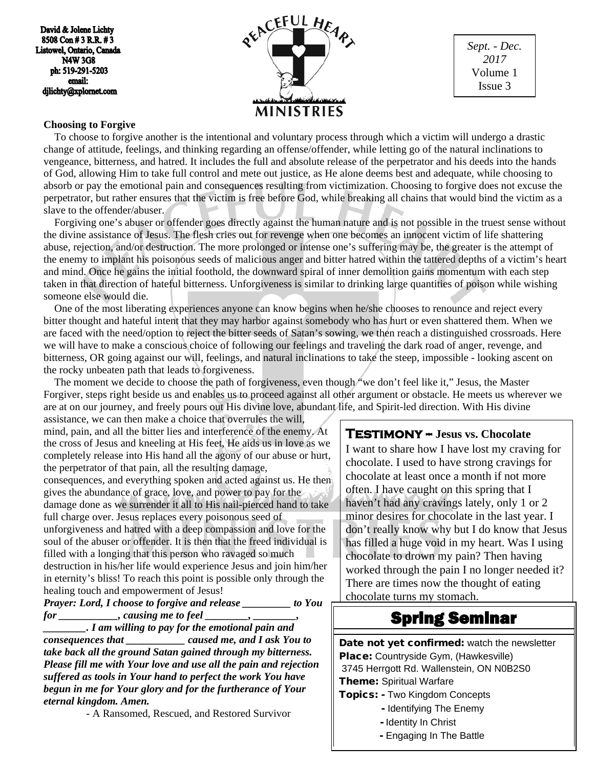David & Jolene Lichty
8508 Con # 3 R.R. # 3
Listowel, Ontario, Canada
N4W 3G8
ph: 519-291-5203
email:
djlichty@xplornet.com

PEACEFUL HEART MINISTRIES

*Sept. - Dec. 2017*
Volume 1
Issue 3

## Choosing to Forgive

To choose to forgive another is the intentional and voluntary process through which a victim will undergo a drastic change of attitude, feelings, and thinking regarding an offense/offender, while letting go of the natural inclinations to vengeance, bitterness, and hatred. It includes the full and absolute release of the perpetrator and his deeds into the hands of God, allowing Him to take full control and mete out justice, as He alone deems best and adequate, while choosing to absorb or pay the emotional pain and consequences resulting from victimization. Choosing to forgive does not excuse the perpetrator, but rather ensures that the victim is free before God, while breaking all chains that would bind the victim as a slave to the offender/abuser.

Forgiving one's abuser or offender goes directly against the human nature and is not possible in the truest sense without the divine assistance of Jesus. The flesh cries out for revenge when one becomes an innocent victim of life shattering abuse, rejection, and/or destruction. The more prolonged or intense one's suffering may be, the greater is the attempt of the enemy to implant his poisonous seeds of malicious anger and bitter hatred within the tattered depths of a victim's heart and mind. Once he gains the initial foothold, the downward spiral of inner demolition gains momentum with each step taken in that direction of hateful bitterness. Unforgiveness is similar to drinking large quantities of poison while wishing someone else would die.

One of the most liberating experiences anyone can know begins when he/she chooses to renounce and reject every bitter thought and hateful intent that they may harbor against somebody who has hurt or even shattered them. When we are faced with the need/option to reject the bitter seeds of Satan's sowing, we then reach a distinguished crossroads. Here we will have to make a conscious choice of following our feelings and traveling the dark road of anger, revenge, and bitterness, OR going against our will, feelings, and natural inclinations to take the steep, impossible - looking ascent on the rocky unbeaten path that leads to forgiveness.

The moment we decide to choose the path of forgiveness, even though "we don't feel like it," Jesus, the Master Forgiver, steps right beside us and enables us to proceed against all other argument or obstacle. He meets us wherever we are at on our journey, and freely pours out His divine love, abundant life, and Spirit-led direction. With His divine assistance, we can then make a choice that overrules the will, mind, pain, and all the bitter lies and interference of the enemy. At the cross of Jesus and kneeling at His feet, He aids us in love as we completely release into His hand all the agony of our abuse or hurt, the perpetrator of that pain, all the resulting damage, consequences, and everything spoken and acted against us. He then gives the abundance of grace, love, and power to pay for the damage done as we surrender it all to His nail-pierced hand to take full charge over. Jesus replaces every poisonous seed of unforgiveness and hatred with a deep compassion and love for the soul of the abuser or offender. It is then that the freed individual is filled with a longing that this person who ravaged so much destruction in his/her life would experience Jesus and join him/her in eternity's bliss! To reach this point is possible only through the healing touch and empowerment of Jesus!

***Prayer: Lord, I choose to forgive and release _________ to You for ___________, causing me to feel ________, ________, ________. I am willing to pay for the emotional pain and consequences that ___________ caused me, and I ask You to take back all the ground Satan gained through my bitterness. Please fill me with Your love and use all the pain and rejection suffered as tools in Your hand to perfect the work You have begun in me for Your glory and for the furtherance of Your eternal kingdom. Amen.***

- A Ransomed, Rescued, and Restored Survivor

## TESTIMONY -- Jesus vs. Chocolate

I want to share how I have lost my craving for chocolate. I used to have strong cravings for chocolate at least once a month if not more often. I have caught on this spring that I haven't had any cravings lately, only 1 or 2 minor desires for chocolate in the last year. I don't really know why but I do know that Jesus has filled a huge void in my heart. Was I using chocolate to drown my pain? Then having worked through the pain I no longer needed it? There are times now the thought of eating chocolate turns my stomach.

## Spring Seminar

**Date not yet confirmed:** watch the newsletter
**Place:** Countryside Gym, (Hawkesville)
3745 Herrgott Rd. Wallenstein, ON N0B2S0
**Theme:** Spiritual Warfare
**Topics:**
- Two Kingdom Concepts
- Identifying The Enemy
- Identity In Christ
- Engaging In The Battle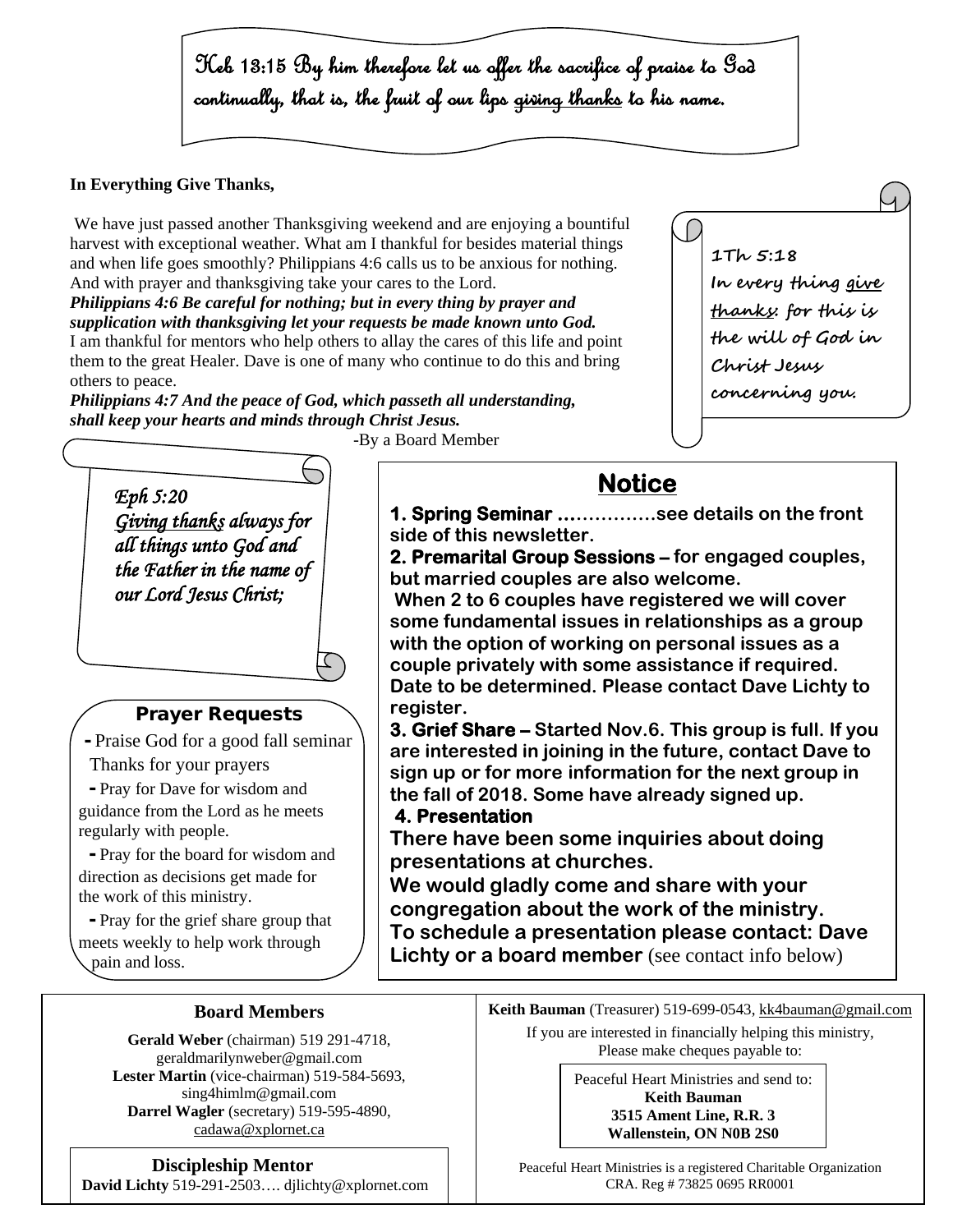Heb 13:15 By him therefore let us offer the sacrifice of praise to God continually, that is, the fruit of our lips giving thanks to his name.

**In Everything Give Thanks,**

We have just passed another Thanksgiving weekend and are enjoying a bountiful harvest with exceptional weather. What am I thankful for besides material things and when life goes smoothly? Philippians 4:6 calls us to be anxious for nothing. And with prayer and thanksgiving take your cares to the Lord.

***Philippians 4:6 Be careful for nothing; but in every thing by prayer and supplication with thanksgiving let your requests be made known unto God.***

I am thankful for mentors who help others to allay the cares of this life and point them to the great Healer. Dave is one of many who continue to do this and bring others to peace.

***Philippians 4:7 And the peace of God, which passeth all understanding, shall keep your hearts and minds through Christ Jesus.***

-By a Board Member

1Th 5:18
In every thing give thanks: for this is the will of God in Christ Jesus concerning you.

*Eph 5:20*
*Giving thanks always for all things unto God and the Father in the name of our Lord Jesus Christ;*

## Prayer Requests

- Praise God for a good fall seminar
  Thanks for your prayers
- Pray for Dave for wisdom and guidance from the Lord as he meets regularly with people.
- Pray for the board for wisdom and direction as decisions get made for the work of this ministry.
- Pray for the grief share group that meets weekly to help work through pain and loss.

## Notice

**1. Spring Seminar ……………see details on the front side of this newsletter.**

**2. Premarital Group Sessions – for engaged couples, but married couples are also welcome.**
**When 2 to 6 couples have registered we will cover some fundamental issues in relationships as a group with the option of working on personal issues as a couple privately with some assistance if required. Date to be determined. Please contact Dave Lichty to register.**

**3. Grief Share – Started Nov.6. This group is full. If you are interested in joining in the future, contact Dave to sign up or for more information for the next group in the fall of 2018. Some have already signed up.**

**4. Presentation**
**There have been some inquiries about doing presentations at churches.**
**We would gladly come and share with your congregation about the work of the ministry.**
**To schedule a presentation please contact: Dave Lichty or a board member** (see contact info below)

### Board Members

**Gerald Weber** (chairman) 519 291-4718, geraldmarilynweber@gmail.com
**Lester Martin** (vice-chairman) 519-584-5693, sing4himlm@gmail.com
**Darrel Wagler** (secretary) 519-595-4890, cadawa@xplornet.ca

### Discipleship Mentor

**David Lichty** 519-291-2503…. djlichty@xplornet.com

**Keith Bauman** (Treasurer) 519-699-0543, kk4bauman@gmail.com

If you are interested in financially helping this ministry, Please make cheques payable to:

Peaceful Heart Ministries and send to:
**Keith Bauman**
**3515 Ament Line, R.R. 3**
**Wallenstein, ON N0B 2S0**

Peaceful Heart Ministries is a registered Charitable Organization
CRA. Reg # 73825 0695 RR0001